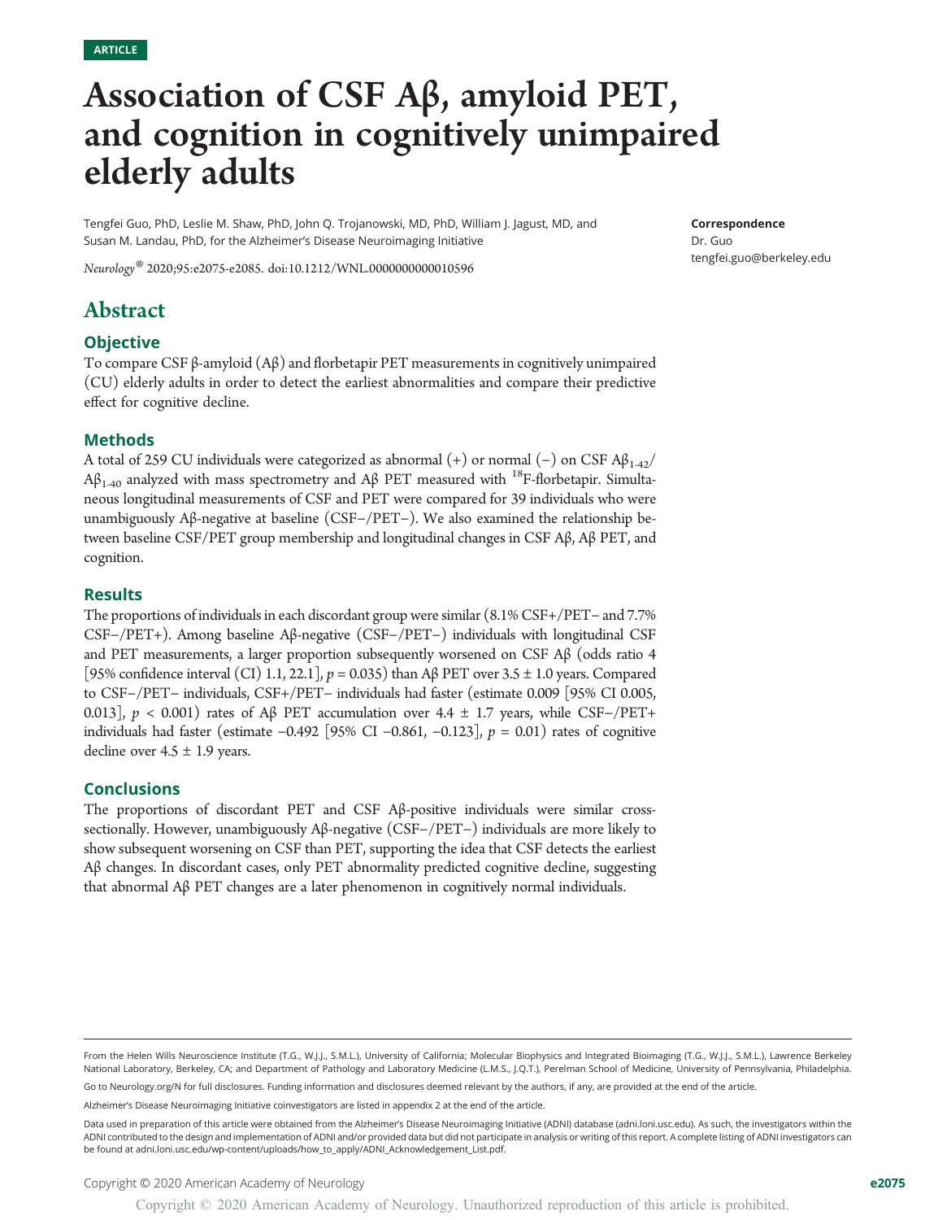ARTICLE

# Association of CSF Aβ, amyloid PET, and cognition in cognitively unimpaired elderly adults

Tengfei Guo, PhD, Leslie M. Shaw, PhD, John Q. Trojanowski, MD, PhD, William J. Jagust, MD, and Susan M. Landau, PhD, for the Alzheimer's Disease Neuroimaging Initiative

*Neurology®* 2020;95:e2075-e2085. doi:10.1212/WNL.0000000000010596

**Correspondence**
Dr. Guo
tengfei.guo@berkeley.edu

## Abstract

### Objective

To compare CSF β-amyloid (Aβ) and florbetapir PET measurements in cognitively unimpaired (CU) elderly adults in order to detect the earliest abnormalities and compare their predictive effect for cognitive decline.

### Methods

A total of 259 CU individuals were categorized as abnormal (+) or normal (−) on CSF $Aβ_{1-42}$/$Aβ_{1-40}$ analyzed with mass spectrometry and Aβ PET measured with $^{18}$F-florbetapir. Simultaneous longitudinal measurements of CSF and PET were compared for 39 individuals who were unambiguously Aβ-negative at baseline (CSF−/PET−). We also examined the relationship between baseline CSF/PET group membership and longitudinal changes in CSF Aβ, Aβ PET, and cognition.

### Results

The proportions of individuals in each discordant group were similar (8.1% CSF+/PET− and 7.7% CSF−/PET+). Among baseline Aβ-negative (CSF−/PET−) individuals with longitudinal CSF and PET measurements, a larger proportion subsequently worsened on CSF Aβ (odds ratio 4 [95% confidence interval (CI) 1.1, 22.1], $p = 0.035$) than Aβ PET over 3.5 ± 1.0 years. Compared to CSF−/PET− individuals, CSF+/PET− individuals had faster (estimate 0.009 [95% CI 0.005, 0.013], $p < 0.001$) rates of Aβ PET accumulation over 4.4 ± 1.7 years, while CSF−/PET+ individuals had faster (estimate −0.492 [95% CI −0.861, −0.123], $p = 0.01$) rates of cognitive decline over 4.5 ± 1.9 years.

### Conclusions

The proportions of discordant PET and CSF Aβ-positive individuals were similar cross-sectionally. However, unambiguously Aβ-negative (CSF−/PET−) individuals are more likely to show subsequent worsening on CSF than PET, supporting the idea that CSF detects the earliest Aβ changes. In discordant cases, only PET abnormality predicted cognitive decline, suggesting that abnormal Aβ PET changes are a later phenomenon in cognitively normal individuals.

From the Helen Wills Neuroscience Institute (T.G., W.J.J., S.M.L.), University of California; Molecular Biophysics and Integrated Bioimaging (T.G., W.J.J., S.M.L.), Lawrence Berkeley National Laboratory, Berkeley, CA; and Department of Pathology and Laboratory Medicine (L.M.S., J.Q.T.), Perelman School of Medicine, University of Pennsylvania, Philadelphia.

Go to Neurology.org/N for full disclosures. Funding information and disclosures deemed relevant by the authors, if any, are provided at the end of the article.

Alzheimer's Disease Neuroimaging Initiative coinvestigators are listed in appendix 2 at the end of the article.

Data used in preparation of this article were obtained from the Alzheimer's Disease Neuroimaging Initiative (ADNI) database (adni.loni.usc.edu). As such, the investigators within the ADNI contributed to the design and implementation of ADNI and/or provided data but did not participate in analysis or writing of this report. A complete listing of ADNI investigators can be found at adni.loni.usc.edu/wp-content/uploads/how_to_apply/ADNI_Acknowledgement_List.pdf.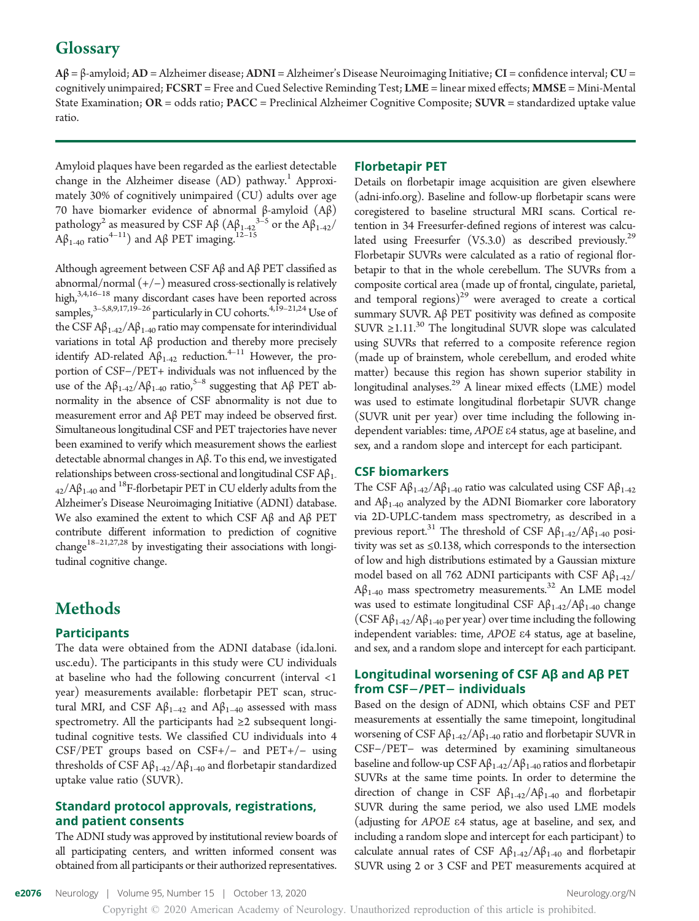# Glossary

**Aβ** = β-amyloid; **AD** = Alzheimer disease; **ADNI** = Alzheimer's Disease Neuroimaging Initiative; **CI** = confidence interval; **CU** = cognitively unimpaired; **FCSRT** = Free and Cued Selective Reminding Test; **LME** = linear mixed effects; **MMSE** = Mini-Mental State Examination; **OR** = odds ratio; **PACC** = Preclinical Alzheimer Cognitive Composite; **SUVR** = standardized uptake value ratio.

Amyloid plaques have been regarded as the earliest detectable change in the Alzheimer disease (AD) pathway.[1] Approximately 30% of cognitively unimpaired (CU) adults over age 70 have biomarker evidence of abnormal β-amyloid (Aβ) pathology[2] as measured by CSF Aβ ($Aβ_{1-42}$[3–5] or the $Aβ_{1-42}/Aβ_{1-40}$ ratio[4–11]) and Aβ PET imaging.[12–15]

Although agreement between CSF Aβ and Aβ PET classified as abnormal/normal (+/−) measured cross-sectionally is relatively high,[3,4,16–18] many discordant cases have been reported across samples,[3–5,8,9,17,19–26] particularly in CU cohorts.[4,19–21,24] Use of the CSF $Aβ_{1-42}/Aβ_{1-40}$ ratio may compensate for interindividual variations in total Aβ production and thereby more precisely identify AD-related $Aβ_{1-42}$ reduction.[4–11] However, the proportion of CSF−/PET+ individuals was not influenced by the use of the $Aβ_{1-42}/Aβ_{1-40}$ ratio,[5–8] suggesting that Aβ PET abnormality in the absence of CSF abnormality is not due to measurement error and Aβ PET may indeed be observed first. Simultaneous longitudinal CSF and PET trajectories have never been examined to verify which measurement shows the earliest detectable abnormal changes in Aβ. To this end, we investigated relationships between cross-sectional and longitudinal CSF $Aβ_{1-42}/Aβ_{1-40}$ and $^{18}$F-florbetapir PET in CU elderly adults from the Alzheimer's Disease Neuroimaging Initiative (ADNI) database. We also examined the extent to which CSF Aβ and Aβ PET contribute different information to prediction of cognitive change[18–21,27,28] by investigating their associations with longitudinal cognitive change.

# Methods

## Participants

The data were obtained from the ADNI database (ida.loni.usc.edu). The participants in this study were CU individuals at baseline who had the following concurrent (interval <1 year) measurements available: florbetapir PET scan, structural MRI, and CSF $Aβ_{1–42}$ and $Aβ_{1–40}$ assessed with mass spectrometry. All the participants had ≥2 subsequent longitudinal cognitive tests. We classified CU individuals into 4 CSF/PET groups based on CSF+/− and PET+/− using thresholds of CSF $Aβ_{1-42}/Aβ_{1-40}$ and florbetapir standardized uptake value ratio (SUVR).

## Standard protocol approvals, registrations, and patient consents

The ADNI study was approved by institutional review boards of all participating centers, and written informed consent was obtained from all participants or their authorized representatives.

## Florbetapir PET

Details on florbetapir image acquisition are given elsewhere (adni-info.org). Baseline and follow-up florbetapir scans were coregistered to baseline structural MRI scans. Cortical retention in 34 Freesurfer-defined regions of interest was calculated using Freesurfer (V5.3.0) as described previously.[29] Florbetapir SUVRs were calculated as a ratio of regional florbetapir to that in the whole cerebellum. The SUVRs from a composite cortical area (made up of frontal, cingulate, parietal, and temporal regions)[29] were averaged to create a cortical summary SUVR. Aβ PET positivity was defined as composite SUVR ≥1.11.[30] The longitudinal SUVR slope was calculated using SUVRs that referred to a composite reference region (made up of brainstem, whole cerebellum, and eroded white matter) because this region has shown superior stability in longitudinal analyses.[29] A linear mixed effects (LME) model was used to estimate longitudinal florbetapir SUVR change (SUVR unit per year) over time including the following independent variables: time, *APOE* ε4 status, age at baseline, and sex, and a random slope and intercept for each participant.

## CSF biomarkers

The CSF $Aβ_{1-42}/Aβ_{1-40}$ ratio was calculated using CSF $Aβ_{1-42}$ and $Aβ_{1-40}$ analyzed by the ADNI Biomarker core laboratory via 2D-UPLC-tandem mass spectrometry, as described in a previous report.[31] The threshold of CSF $Aβ_{1-42}/Aβ_{1-40}$ positivity was set as ≤0.138, which corresponds to the intersection of low and high distributions estimated by a Gaussian mixture model based on all 762 ADNI participants with CSF $Aβ_{1-42}/Aβ_{1-40}$ mass spectrometry measurements.[32] An LME model was used to estimate longitudinal CSF $Aβ_{1-42}/Aβ_{1-40}$ change (CSF $Aβ_{1-42}/Aβ_{1-40}$ per year) over time including the following independent variables: time, *APOE* ε4 status, age at baseline, and sex, and a random slope and intercept for each participant.

## Longitudinal worsening of CSF Aβ and Aβ PET from CSF−/PET− individuals

Based on the design of ADNI, which obtains CSF and PET measurements at essentially the same timepoint, longitudinal worsening of CSF $Aβ_{1-42}/Aβ_{1-40}$ ratio and florbetapir SUVR in CSF−/PET− was determined by examining simultaneous baseline and follow-up CSF $Aβ_{1-42}/Aβ_{1-40}$ ratios and florbetapir SUVRs at the same time points. In order to determine the direction of change in CSF $Aβ_{1-42}/Aβ_{1-40}$ and florbetapir SUVR during the same period, we also used LME models (adjusting for *APOE* ε4 status, age at baseline, and sex, and including a random slope and intercept for each participant) to calculate annual rates of CSF $Aβ_{1-42}/Aβ_{1-40}$ and florbetapir SUVR using 2 or 3 CSF and PET measurements acquired at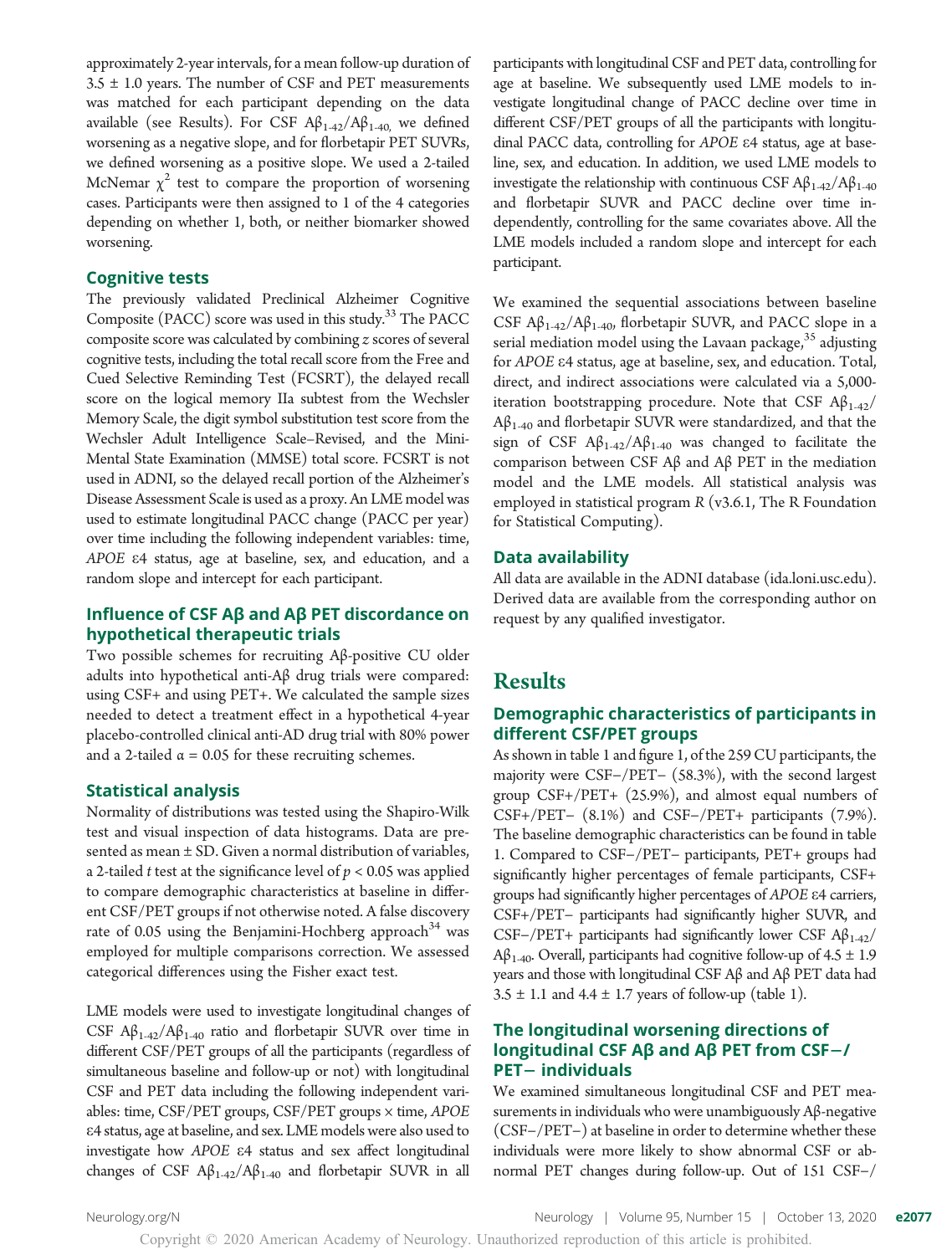approximately 2-year intervals, for a mean follow-up duration of 3.5 ± 1.0 years. The number of CSF and PET measurements was matched for each participant depending on the data available (see Results). For CSF $A\beta_{1-42}/A\beta_{1-40}$, we defined worsening as a negative slope, and for florbetapir PET SUVRs, we defined worsening as a positive slope. We used a 2-tailed McNemar $\chi^2$ test to compare the proportion of worsening cases. Participants were then assigned to 1 of the 4 categories depending on whether 1, both, or neither biomarker showed worsening.

### Cognitive tests

The previously validated Preclinical Alzheimer Cognitive Composite (PACC) score was used in this study.[33] The PACC composite score was calculated by combining z scores of several cognitive tests, including the total recall score from the Free and Cued Selective Reminding Test (FCSRT), the delayed recall score on the logical memory IIa subtest from the Wechsler Memory Scale, the digit symbol substitution test score from the Wechsler Adult Intelligence Scale–Revised, and the Mini-Mental State Examination (MMSE) total score. FCSRT is not used in ADNI, so the delayed recall portion of the Alzheimer's Disease Assessment Scale is used as a proxy. An LME model was used to estimate longitudinal PACC change (PACC per year) over time including the following independent variables: time, *APOE* ε4 status, age at baseline, sex, and education, and a random slope and intercept for each participant.

### Influence of CSF Aβ and Aβ PET discordance on hypothetical therapeutic trials

Two possible schemes for recruiting Aβ-positive CU older adults into hypothetical anti-Aβ drug trials were compared: using CSF+ and using PET+. We calculated the sample sizes needed to detect a treatment effect in a hypothetical 4-year placebo-controlled clinical anti-AD drug trial with 80% power and a 2-tailed $\alpha = 0.05$ for these recruiting schemes.

### Statistical analysis

Normality of distributions was tested using the Shapiro-Wilk test and visual inspection of data histograms. Data are presented as mean ± SD. Given a normal distribution of variables, a 2-tailed *t* test at the significance level of $p < 0.05$ was applied to compare demographic characteristics at baseline in different CSF/PET groups if not otherwise noted. A false discovery rate of 0.05 using the Benjamini-Hochberg approach[34] was employed for multiple comparisons correction. We assessed categorical differences using the Fisher exact test.

LME models were used to investigate longitudinal changes of CSF $A\beta_{1-42}/A\beta_{1-40}$ ratio and florbetapir SUVR over time in different CSF/PET groups of all the participants (regardless of simultaneous baseline and follow-up or not) with longitudinal CSF and PET data including the following independent variables: time, CSF/PET groups, CSF/PET groups × time, *APOE* ε4 status, age at baseline, and sex. LME models were also used to investigate how *APOE* ε4 status and sex affect longitudinal changes of CSF $A\beta_{1-42}/A\beta_{1-40}$ and florbetapir SUVR in all participants with longitudinal CSF and PET data, controlling for age at baseline. We subsequently used LME models to investigate longitudinal change of PACC decline over time in different CSF/PET groups of all the participants with longitudinal PACC data, controlling for *APOE* ε4 status, age at baseline, sex, and education. In addition, we used LME models to investigate the relationship with continuous CSF $A\beta_{1-42}/A\beta_{1-40}$ and florbetapir SUVR and PACC decline over time independently, controlling for the same covariates above. All the LME models included a random slope and intercept for each participant.

We examined the sequential associations between baseline CSF $A\beta_{1-42}/A\beta_{1-40}$, florbetapir SUVR, and PACC slope in a serial mediation model using the Lavaan package,[35] adjusting for *APOE* ε4 status, age at baseline, sex, and education. Total, direct, and indirect associations were calculated via a 5,000-iteration bootstrapping procedure. Note that CSF $A\beta_{1-42}/A\beta_{1-40}$ and florbetapir SUVR were standardized, and that the sign of CSF $A\beta_{1-42}/A\beta_{1-40}$ was changed to facilitate the comparison between CSF Aβ and Aβ PET in the mediation model and the LME models. All statistical analysis was employed in statistical program *R* (v3.6.1, The R Foundation for Statistical Computing).

### Data availability

All data are available in the ADNI database (ida.loni.usc.edu). Derived data are available from the corresponding author on request by any qualified investigator.

## Results

### Demographic characteristics of participants in different CSF/PET groups

As shown in table 1 and figure 1, of the 259 CU participants, the majority were CSF−/PET− (58.3%), with the second largest group CSF+/PET+ (25.9%), and almost equal numbers of CSF+/PET− (8.1%) and CSF−/PET+ participants (7.9%). The baseline demographic characteristics can be found in table 1. Compared to CSF−/PET− participants, PET+ groups had significantly higher percentages of female participants, CSF+ groups had significantly higher percentages of *APOE* ε4 carriers, CSF+/PET− participants had significantly higher SUVR, and CSF−/PET+ participants had significantly lower CSF $A\beta_{1-42}/A\beta_{1-40}$. Overall, participants had cognitive follow-up of 4.5 ± 1.9 years and those with longitudinal CSF Aβ and Aβ PET data had 3.5 ± 1.1 and 4.4 ± 1.7 years of follow-up (table 1).

### The longitudinal worsening directions of longitudinal CSF Aβ and Aβ PET from CSF−/PET− individuals

We examined simultaneous longitudinal CSF and PET measurements in individuals who were unambiguously Aβ-negative (CSF−/PET−) at baseline in order to determine whether these individuals were more likely to show abnormal CSF or abnormal PET changes during follow-up. Out of 151 CSF−/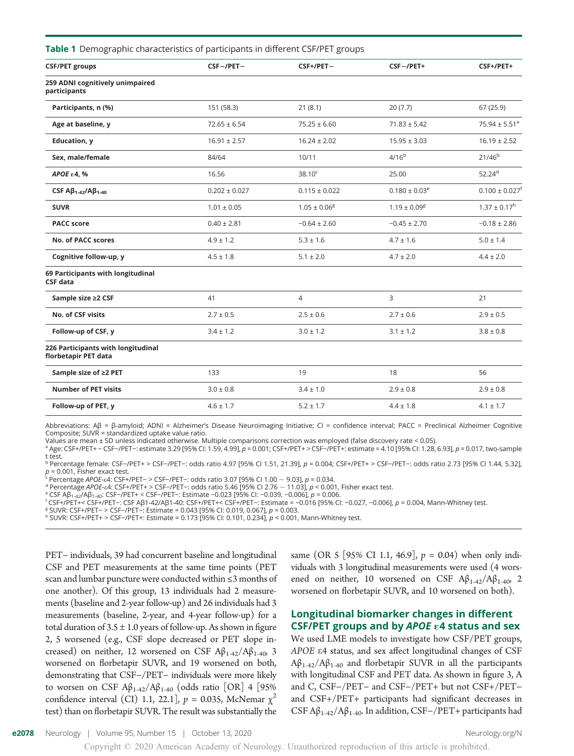**Table 1** Demographic characteristics of participants in different CSF/PET groups

| CSF/PET groups | CSF−/PET− | CSF+/PET− | CSF−/PET+ | CSF+/PET+ |
|---|---|---|---|---|
| **259 ADNI cognitively unimpaired participants** | | | | |
| Participants, n (%) | 151 (58.3) | 21 (8.1) | 20 (7.7) | 67 (25.9) |
| Age at baseline, y | 72.65 ± 6.54 | 75.25 ± 6.60 | 71.83 ± 5.42 | 75.94 ± 5.51[a] |
| Education, y | 16.91 ± 2.57 | 16.24 ± 2.02 | 15.95 ± 3.03 | 16.19 ± 2.52 |
| Sex, male/female | 84/64 | 10/11 | 4/16[b] | 21/46[b] |
| *APOE* ε4, % | 16.56 | 38.10[c] | 25.00 | 52.24[d] |
| CSF $A\beta_{1\text{-}42}/A\beta_{1\text{-}40}$ | 0.202 ± 0.027 | 0.115 ± 0.022 | 0.180 ± 0.03[e] | 0.100 ± 0.027[f] |
| SUVR | 1.01 ± 0.05 | 1.05 ± 0.06[g] | 1.19 ± 0.09[g] | 1.37 ± 0.17[h] |
| PACC score | 0.40 ± 2.81 | −0.64 ± 2.60 | −0.45 ± 2.70 | −0.18 ± 2.86 |
| No. of PACC scores | 4.9 ± 1.2 | 5.3 ± 1.6 | 4.7 ± 1.6 | 5.0 ± 1.4 |
| Cognitive follow-up, y | 4.5 ± 1.8 | 5.1 ± 2.0 | 4.7 ± 2.0 | 4.4 ± 2.0 |
| **69 Participants with longitudinal CSF data** | | | | |
| Sample size ≥2 CSF | 41 | 4 | 3 | 21 |
| No. of CSF visits | 2.7 ± 0.5 | 2.5 ± 0.6 | 2.7 ± 0.6 | 2.9 ± 0.5 |
| Follow-up of CSF, y | 3.4 ± 1.2 | 3.0 ± 1.2 | 3.1 ± 1.2 | 3.8 ± 0.8 |
| **226 Participants with longitudinal florbetapir PET data** | | | | |
| Sample size of ≥2 PET | 133 | 19 | 18 | 56 |
| Number of PET visits | 3.0 ± 0.8 | 3.4 ± 1.0 | 2.9 ± 0.8 | 2.9 ± 0.8 |
| Follow-up of PET, y | 4.6 ± 1.7 | 5.2 ± 1.7 | 4.4 ± 1.8 | 4.1 ± 1.7 |

Abbreviations: Aβ = β-amyloid; ADNI = Alzheimer's Disease Neuroimaging Initiative; CI = confidence interval; PACC = Preclinical Alzheimer Cognitive Composite; SUVR = standardized uptake value ratio.
Values are mean ± SD unless indicated otherwise. Multiple comparisons correction was employed (false discovery rate < 0.05).
[a] Age: CSF+/PET+ − CSF−/PET−: estimate 3.29 [95% CI: 1.59, 4.99], $p = 0.001$; CSF+/PET+ > CSF−/PET+: estimate = 4.10 [95% CI: 1.28, 6.93], $p = 0.017$, two-sample t test.
[b] Percentage female: CSF−/PET+ > CSF−/PET−: odds ratio 4.97 [95% CI 1.51, 21.39], $p = 0.004$; CSF+/PET+ > CSF−/PET−: odds ratio 2.73 [95% CI 1.44, 5.32], $p = 0.001$, Fisher exact test.
[c] Percentage *APOE*-ε4: CSF+/PET− > CSF−/PET−: odds ratio 3.07 [95% CI 1.00 ~ 9.03], $p = 0.034$.
[d] Percentage *APOE*-ε4: CSF+/PET+ > CSF−/PET−: odds ratio 5.46 [95% CI 2.76 ~ 11.03], $p < 0.001$, Fisher exact test.
[e] CSF $A\beta_{1\text{-}42}/A\beta_{1\text{-}40}$: CSF−/PET+ < CSF−/PET−: Estimate −0.023 [95% CI: −0.039, −0.006], $p = 0.006$.
[f] CSF+/PET+< CSF+/PET−: CSF Aβ1-42/Aβ1-40: CSF+/PET+< CSF+/PET−: Estimate = −0.016 [95% CI: −0.027, −0.006], $p = 0.004$, Mann-Whitney test.
[g] SUVR: CSF+/PET− > CSF−/PET−: Estimate = 0.043 [95% CI: 0.019, 0.067], $p = 0.003$.
[h] SUVR: CSF+/PET+ > CSF−/PET+: Estimate = 0.173 [95% CI: 0.101, 0.234], $p < 0.001$, Mann-Whitney test.

PET− individuals, 39 had concurrent baseline and longitudinal CSF and PET measurements at the same time points (PET scan and lumbar puncture were conducted within ≤3 months of one another). Of this group, 13 individuals had 2 measurements (baseline and 2-year follow-up) and 26 individuals had 3 measurements (baseline, 2-year, and 4-year follow-up) for a total duration of 3.5 ± 1.0 years of follow-up. As shown in figure 2, 5 worsened (e.g., CSF slope decreased or PET slope increased) on neither, 12 worsened on CSF $A\beta_{1\text{-}42}/A\beta_{1\text{-}40}$, 3 worsened on florbetapir SUVR, and 19 worsened on both, demonstrating that CSF−/PET− individuals were more likely to worsen on CSF $A\beta_{1\text{-}42}/A\beta_{1\text{-}40}$ (odds ratio [OR] 4 [95% confidence interval (CI) 1.1, 22.1], $p = 0.035$, McNemar $\chi^2$ test) than on florbetapir SUVR. The result was substantially the same (OR 5 [95% CI 1.1, 46.9], $p = 0.04$) when only individuals with 3 longitudinal measurements were used (4 worsened on neither, 10 worsened on CSF $A\beta_{1\text{-}42}/A\beta_{1\text{-}40}$, 2 worsened on florbetapir SUVR, and 10 worsened on both).

## Longitudinal biomarker changes in different CSF/PET groups and by *APOE* ε4 status and sex

We used LME models to investigate how CSF/PET groups, *APOE* ε4 status, and sex affect longitudinal changes of CSF $A\beta_{1\text{-}42}/A\beta_{1\text{-}40}$ and florbetapir SUVR in all the participants with longitudinal CSF and PET data. As shown in figure 3, A and C, CSF−/PET− and CSF−/PET+ but not CSF+/PET− and CSF+/PET+ participants had significant decreases in CSF $A\beta_{1\text{-}42}/A\beta_{1\text{-}40}$. In addition, CSF−/PET+ participants had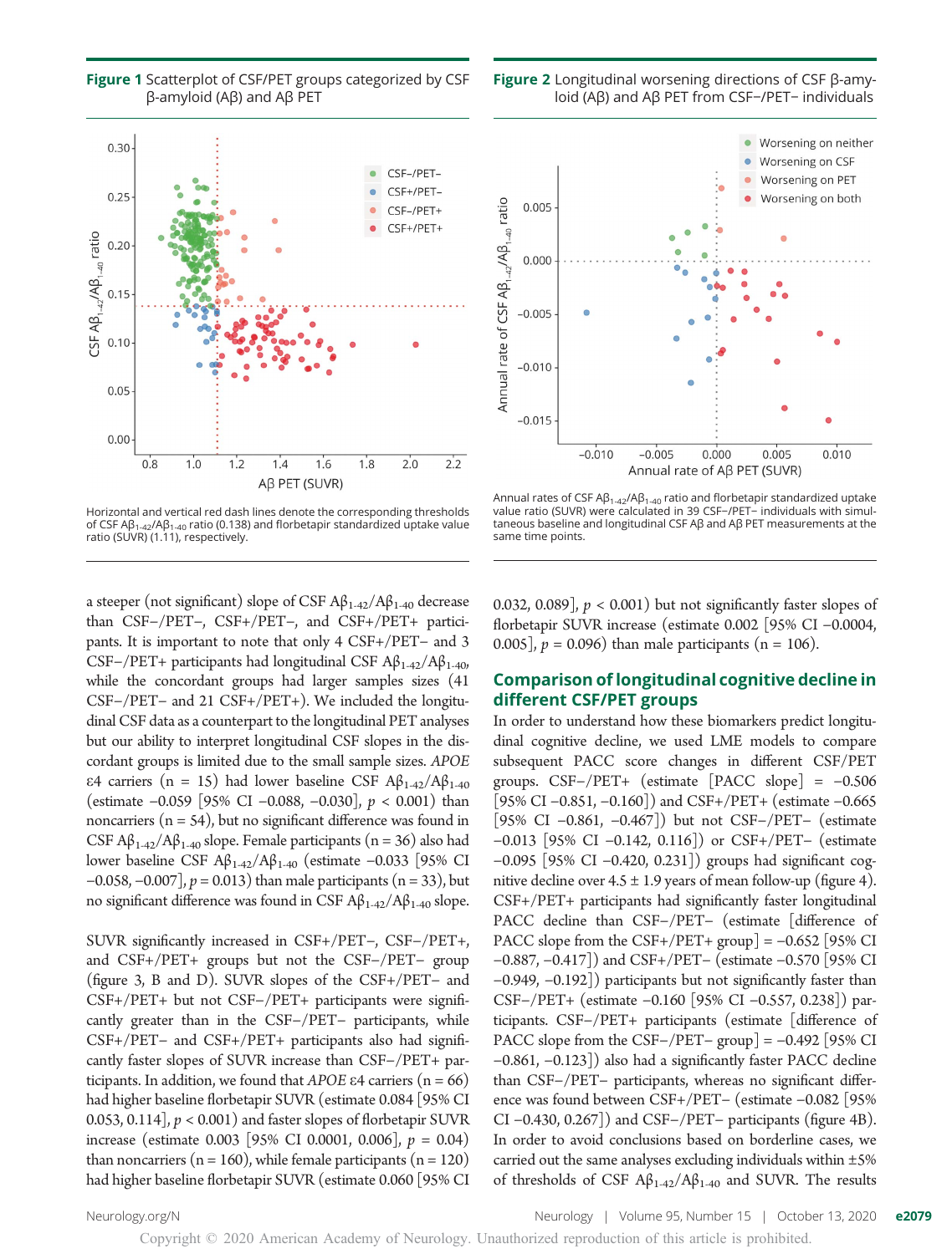**Figure 1** Scatterplot of CSF/PET groups categorized by CSF β-amyloid (Aβ) and Aβ PET

Horizontal and vertical red dash lines denote the corresponding thresholds of CSF $Aβ_{1-42}/Aβ_{1-40}$ ratio (0.138) and florbetapir standardized uptake value ratio (SUVR) (1.11), respectively.

**Figure 2** Longitudinal worsening directions of CSF β-amyloid (Aβ) and Aβ PET from CSF−/PET− individuals

Annual rates of CSF $Aβ_{1-42}/Aβ_{1-40}$ ratio and florbetapir standardized uptake value ratio (SUVR) were calculated in 39 CSF−/PET− individuals with simultaneous baseline and longitudinal CSF Aβ and Aβ PET measurements at the same time points.

a steeper (not significant) slope of CSF $Aβ_{1-42}/Aβ_{1-40}$ decrease than CSF−/PET−, CSF+/PET−, and CSF+/PET+ participants. It is important to note that only 4 CSF+/PET− and 3 CSF−/PET+ participants had longitudinal CSF $Aβ_{1-42}/Aβ_{1-40}$, while the concordant groups had larger samples sizes (41 CSF−/PET− and 21 CSF+/PET+). We included the longitudinal CSF data as a counterpart to the longitudinal PET analyses but our ability to interpret longitudinal CSF slopes in the discordant groups is limited due to the small sample sizes. *APOE* ε4 carriers (n = 15) had lower baseline CSF $Aβ_{1-42}/Aβ_{1-40}$ (estimate −0.059 [95% CI −0.088, −0.030], $p < 0.001$) than noncarriers (n = 54), but no significant difference was found in CSF $Aβ_{1-42}/Aβ_{1-40}$ slope. Female participants (n = 36) also had lower baseline CSF $Aβ_{1-42}/Aβ_{1-40}$ (estimate −0.033 [95% CI −0.058, −0.007], $p = 0.013$) than male participants (n = 33), but no significant difference was found in CSF $Aβ_{1-42}/Aβ_{1-40}$ slope.

SUVR significantly increased in CSF+/PET−, CSF−/PET+, and CSF+/PET+ groups but not the CSF−/PET− group (figure 3, B and D). SUVR slopes of the CSF+/PET− and CSF+/PET+ but not CSF−/PET+ participants were significantly greater than in the CSF−/PET− participants, while CSF+/PET− and CSF+/PET+ participants also had significantly faster slopes of SUVR increase than CSF−/PET+ participants. In addition, we found that *APOE* ε4 carriers (n = 66) had higher baseline florbetapir SUVR (estimate 0.084 [95% CI 0.053, 0.114], $p < 0.001$) and faster slopes of florbetapir SUVR increase (estimate 0.003 [95% CI 0.0001, 0.006], $p = 0.04$) than noncarriers (n = 160), while female participants (n = 120) had higher baseline florbetapir SUVR (estimate 0.060 [95% CI 0.032, 0.089], $p < 0.001$) but not significantly faster slopes of florbetapir SUVR increase (estimate 0.002 [95% CI −0.0004, 0.005], $p = 0.096$) than male participants (n = 106).

## Comparison of longitudinal cognitive decline in different CSF/PET groups

In order to understand how these biomarkers predict longitudinal cognitive decline, we used LME models to compare subsequent PACC score changes in different CSF/PET groups. CSF−/PET+ (estimate [PACC slope] = −0.506 [95% CI −0.851, −0.160]) and CSF+/PET+ (estimate −0.665 [95% CI −0.861, −0.467]) but not CSF−/PET− (estimate −0.013 [95% CI −0.142, 0.116]) or CSF+/PET− (estimate −0.095 [95% CI −0.420, 0.231]) groups had significant cognitive decline over 4.5 ± 1.9 years of mean follow-up (figure 4). CSF+/PET+ participants had significantly faster longitudinal PACC decline than CSF−/PET− (estimate [difference of PACC slope from the CSF+/PET+ group] = −0.652 [95% CI −0.887, −0.417]) and CSF+/PET− (estimate −0.570 [95% CI −0.949, −0.192]) participants but not significantly faster than CSF−/PET+ (estimate −0.160 [95% CI −0.557, 0.238]) participants. CSF−/PET+ participants (estimate [difference of PACC slope from the CSF−/PET− group] = −0.492 [95% CI −0.861, −0.123]) also had a significantly faster PACC decline than CSF−/PET− participants, whereas no significant difference was found between CSF+/PET− (estimate −0.082 [95% CI −0.430, 0.267]) and CSF−/PET− participants (figure 4B). In order to avoid conclusions based on borderline cases, we carried out the same analyses excluding individuals within ±5% of thresholds of CSF $Aβ_{1-42}/Aβ_{1-40}$ and SUVR. The results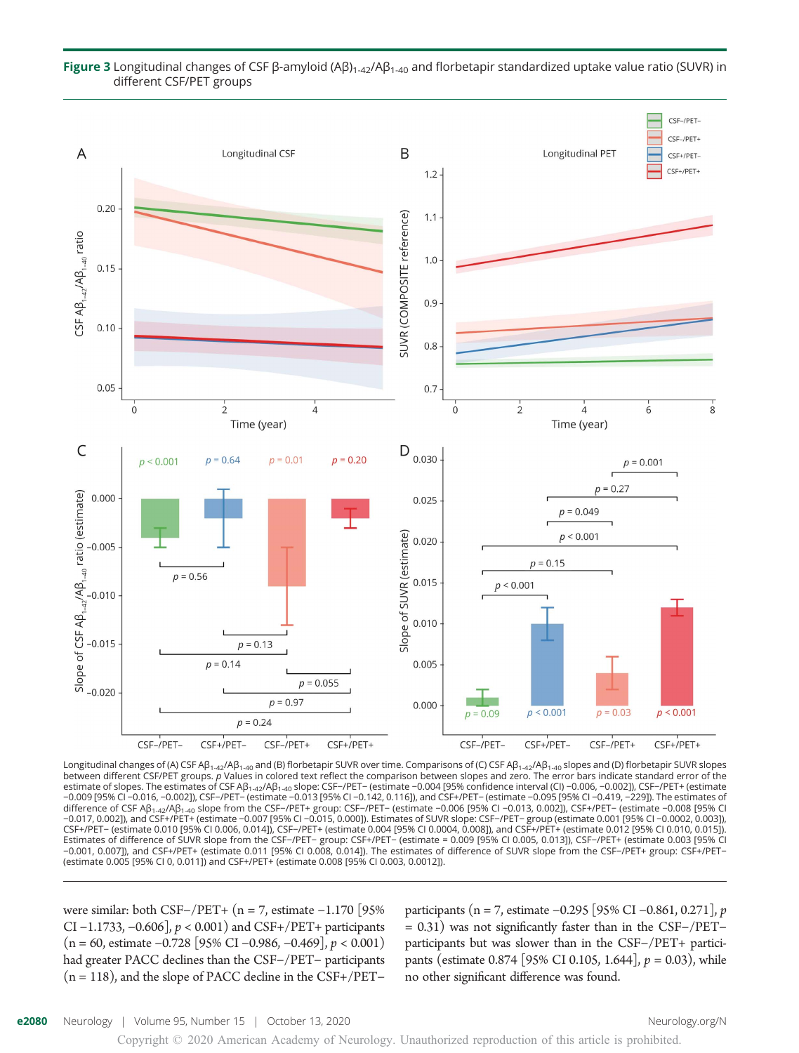**Figure 3** Longitudinal changes of CSF β-amyloid (Aβ)$_{1-42}$/Aβ$_{1-40}$ and florbetapir standardized uptake value ratio (SUVR) in different CSF/PET groups

Longitudinal changes of (A) CSF Aβ$_{1-42}$/Aβ$_{1-40}$ and (B) florbetapir SUVR over time. Comparisons of (C) CSF Aβ$_{1-42}$/Aβ$_{1-40}$ slopes and (D) florbetapir SUVR slopes between different CSF/PET groups. *p* Values in colored text reflect the comparison between slopes and zero. The error bars indicate standard error of the estimate of slopes. The estimates of CSF Aβ$_{1-42}$/Aβ$_{1-40}$ slope: CSF−/PET− (estimate −0.004 [95% confidence interval (CI) −0.006, −0.002]), CSF−/PET+ (estimate −0.009 [95% CI −0.016, −0.002]), CSF−/PET− (estimate −0.013 [95% CI −0.142, 0.116]), and CSF+/PET− (estimate −0.095 [95% CI −0.419, −229]). The estimates of difference of CSF Aβ$_{1-42}$/Aβ$_{1-40}$ slope from the CSF−/PET+ group: CSF−/PET− (estimate −0.006 [95% CI −0.013, 0.002]), CSF+/PET− (estimate −0.008 [95% CI −0.017, 0.002]), and CSF+/PET+ (estimate −0.007 [95% CI −0.015, 0.000]). Estimates of SUVR slope: CSF−/PET− group (estimate 0.001 [95% CI −0.0002, 0.003]), CSF+/PET− (estimate 0.010 [95% CI 0.006, 0.014]), CSF−/PET+ (estimate 0.004 [95% CI 0.0004, 0.008]), and CSF+/PET+ (estimate 0.012 [95% CI 0.010, 0.015]). Estimates of difference of SUVR slope from the CSF−/PET− group: CSF+/PET− (estimate 0.009 [95% CI 0.005, 0.013]), CSF−/PET+ (estimate 0.003 [95% CI −0.001, 0.007]), and CSF+/PET+ (estimate 0.011 [95% CI 0.008, 0.014]). The estimates of difference of SUVR slope from the CSF−/PET+ group: CSF+/PET− (estimate 0.005 [95% CI 0, 0.011]) and CSF+/PET+ (estimate 0.008 [95% CI 0.003, 0.0012]).

were similar: both CSF−/PET+ (n = 7, estimate −1.170 [95% CI −1.1733, −0.606], $p < 0.001$) and CSF+/PET+ participants (n = 60, estimate −0.728 [95% CI −0.986, −0.469], $p < 0.001$) had greater PACC declines than the CSF−/PET− participants (n = 118), and the slope of PACC decline in the CSF+/PET− participants (n = 7, estimate −0.295 [95% CI −0.861, 0.271], $p = 0.31$) was not significantly faster than in the CSF−/PET− participants but was slower than in the CSF−/PET+ participants (estimate 0.874 [95% CI 0.105, 1.644], $p = 0.03$), while no other significant difference was found.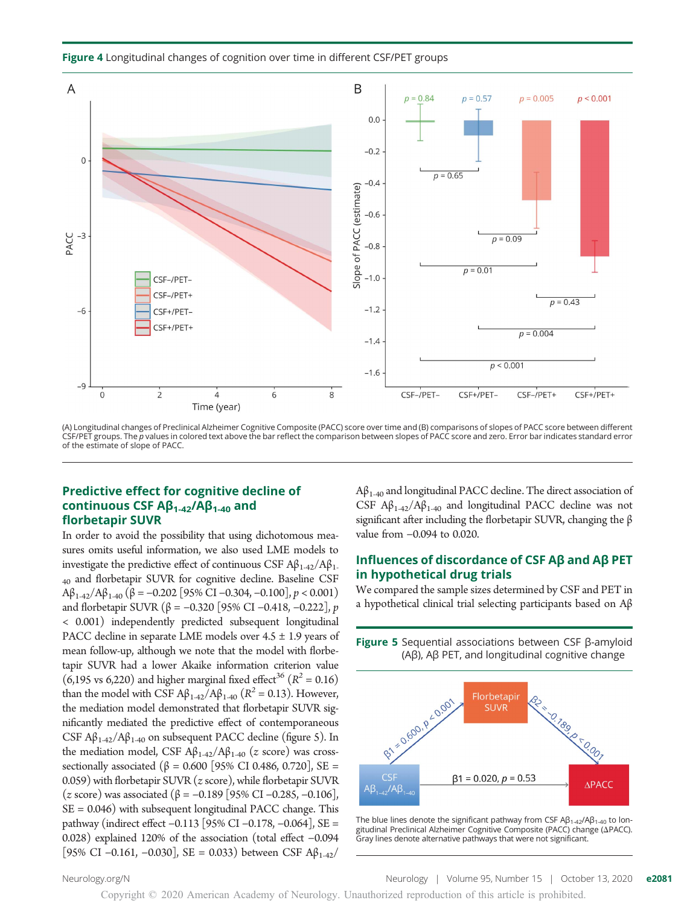**Figure 4** Longitudinal changes of cognition over time in different CSF/PET groups

(A) Longitudinal changes of Preclinical Alzheimer Cognitive Composite (PACC) score over time and (B) comparisons of slopes of PACC score between different CSF/PET groups. The *p* values in colored text above the bar reflect the comparison between slopes of PACC score and zero. Error bar indicates standard error of the estimate of slope of PACC.

## Predictive effect for cognitive decline of continuous CSF $A\beta_{1\text{-}42}/A\beta_{1\text{-}40}$ and florbetapir SUVR

In order to avoid the possibility that using dichotomous measures omits useful information, we also used LME models to investigate the predictive effect of continuous CSF $A\beta_{1\text{-}42}/A\beta_{1\text{-}40}$ and florbetapir SUVR for cognitive decline. Baseline CSF $A\beta_{1\text{-}42}/A\beta_{1\text{-}40}$ (β = −0.202 [95% CI −0.304, −0.100], $p < 0.001$) and florbetapir SUVR (β = −0.320 [95% CI −0.418, −0.222], $p < 0.001$) independently predicted subsequent longitudinal PACC decline in separate LME models over 4.5 ± 1.9 years of mean follow-up, although we note that the model with florbetapir SUVR had a lower Akaike information criterion value (6,195 vs 6,220) and higher marginal fixed effect[36] ($R^2 = 0.16$) than the model with CSF $A\beta_{1\text{-}42}/A\beta_{1\text{-}40}$ ($R^2 = 0.13$). However, the mediation model demonstrated that florbetapir SUVR significantly mediated the predictive effect of contemporaneous CSF $A\beta_{1\text{-}42}/A\beta_{1\text{-}40}$ on subsequent PACC decline (figure 5). In the mediation model, CSF $A\beta_{1\text{-}42}/A\beta_{1\text{-}40}$ (*z* score) was cross-sectionally associated (β = 0.600 [95% CI 0.486, 0.720], SE = 0.059) with florbetapir SUVR (*z* score), while florbetapir SUVR (*z* score) was associated (β = −0.189 [95% CI −0.285, −0.106], SE = 0.046) with subsequent longitudinal PACC change. This pathway (indirect effect −0.113 [95% CI −0.178, −0.064], SE = 0.028) explained 120% of the association (total effect −0.094 [95% CI −0.161, −0.030], SE = 0.033) between CSF $A\beta_{1\text{-}42}/A\beta_{1\text{-}40}$ and longitudinal PACC decline. The direct association of CSF $A\beta_{1\text{-}42}/A\beta_{1\text{-}40}$ and longitudinal PACC decline was not significant after including the florbetapir SUVR, changing the β value from −0.094 to 0.020.

## Influences of discordance of CSF Aβ and Aβ PET in hypothetical drug trials

We compared the sample sizes determined by CSF and PET in a hypothetical clinical trial selecting participants based on Aβ

**Figure 5** Sequential associations between CSF β-amyloid (Aβ), Aβ PET, and longitudinal cognitive change

The blue lines denote the significant pathway from CSF $A\beta_{1\text{-}42}/A\beta_{1\text{-}40}$ to longitudinal Preclinical Alzheimer Cognitive Composite (PACC) change (ΔPACC). Gray lines denote alternative pathways that were not significant.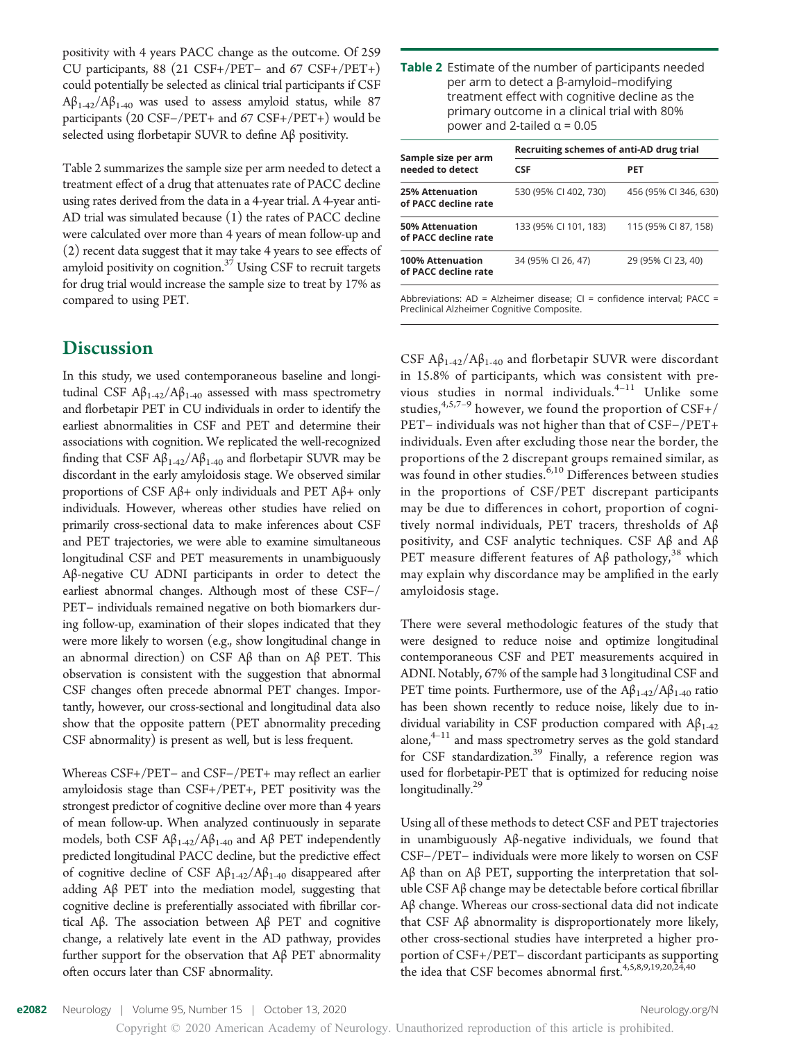positivity with 4 years PACC change as the outcome. Of 259 CU participants, 88 (21 CSF+/PET− and 67 CSF+/PET+) could potentially be selected as clinical trial participants if CSF $A\beta_{1-42}/A\beta_{1-40}$ was used to assess amyloid status, while 87 participants (20 CSF−/PET+ and 67 CSF+/PET+) would be selected using florbetapir SUVR to define Aβ positivity.

Table 2 summarizes the sample size per arm needed to detect a treatment effect of a drug that attenuates rate of PACC decline using rates derived from the data in a 4-year trial. A 4-year anti-AD trial was simulated because (1) the rates of PACC decline were calculated over more than 4 years of mean follow-up and (2) recent data suggest that it may take 4 years to see effects of amyloid positivity on cognition.[37] Using CSF to recruit targets for drug trial would increase the sample size to treat by 17% as compared to using PET.

**Table 2** Estimate of the number of participants needed per arm to detect a β-amyloid–modifying treatment effect with cognitive decline as the primary outcome in a clinical trial with 80% power and 2-tailed α = 0.05

| Sample size per arm needed to detect | Recruiting schemes of anti-AD drug trial | |
|---|---|---|
| | **CSF** | **PET** |
| **25% Attenuation of PACC decline rate** | 530 (95% CI 402, 730) | 456 (95% CI 346, 630) |
| **50% Attenuation of PACC decline rate** | 133 (95% CI 101, 183) | 115 (95% CI 87, 158) |
| **100% Attenuation of PACC decline rate** | 34 (95% CI 26, 47) | 29 (95% CI 23, 40) |

Abbreviations: AD = Alzheimer disease; CI = confidence interval; PACC = Preclinical Alzheimer Cognitive Composite.

## Discussion

In this study, we used contemporaneous baseline and longitudinal CSF $A\beta_{1-42}/A\beta_{1-40}$ assessed with mass spectrometry and florbetapir PET in CU individuals in order to identify the earliest abnormalities in CSF and PET and determine their associations with cognition. We replicated the well-recognized finding that CSF $A\beta_{1-42}/A\beta_{1-40}$ and florbetapir SUVR may be discordant in the early amyloidosis stage. We observed similar proportions of CSF Aβ+ only individuals and PET Aβ+ only individuals. However, whereas other studies have relied on primarily cross-sectional data to make inferences about CSF and PET trajectories, we were able to examine simultaneous longitudinal CSF and PET measurements in unambiguously Aβ-negative CU ADNI participants in order to detect the earliest abnormal changes. Although most of these CSF−/PET− individuals remained negative on both biomarkers during follow-up, examination of their slopes indicated that they were more likely to worsen (e.g., show longitudinal change in an abnormal direction) on CSF Aβ than on Aβ PET. This observation is consistent with the suggestion that abnormal CSF changes often precede abnormal PET changes. Importantly, however, our cross-sectional and longitudinal data also show that the opposite pattern (PET abnormality preceding CSF abnormality) is present as well, but is less frequent.

Whereas CSF+/PET− and CSF−/PET+ may reflect an earlier amyloidosis stage than CSF+/PET+, PET positivity was the strongest predictor of cognitive decline over more than 4 years of mean follow-up. When analyzed continuously in separate models, both CSF $A\beta_{1-42}/A\beta_{1-40}$ and Aβ PET independently predicted longitudinal PACC decline, but the predictive effect of cognitive decline of CSF $A\beta_{1-42}/A\beta_{1-40}$ disappeared after adding Aβ PET into the mediation model, suggesting that cognitive decline is preferentially associated with fibrillar cortical Aβ. The association between Aβ PET and cognitive change, a relatively late event in the AD pathway, provides further support for the observation that Aβ PET abnormality often occurs later than CSF abnormality.

CSF $A\beta_{1-42}/A\beta_{1-40}$ and florbetapir SUVR were discordant in 15.8% of participants, which was consistent with previous studies in normal individuals.[4–11] Unlike some studies,[4,5,7–9] however, we found the proportion of CSF+/PET− individuals was not higher than that of CSF−/PET+ individuals. Even after excluding those near the border, the proportions of the 2 discrepant groups remained similar, as was found in other studies.[6,10] Differences between studies in the proportions of CSF/PET discrepant participants may be due to differences in cohort, proportion of cognitively normal individuals, PET tracers, thresholds of Aβ positivity, and CSF analytic techniques. CSF Aβ and Aβ PET measure different features of Aβ pathology,[38] which may explain why discordance may be amplified in the early amyloidosis stage.

There were several methodologic features of the study that were designed to reduce noise and optimize longitudinal contemporaneous CSF and PET measurements acquired in ADNI. Notably, 67% of the sample had 3 longitudinal CSF and PET time points. Furthermore, use of the $A\beta_{1-42}/A\beta_{1-40}$ ratio has been shown recently to reduce noise, likely due to individual variability in CSF production compared with $A\beta_{1-42}$ alone,[4–11] and mass spectrometry serves as the gold standard for CSF standardization.[39] Finally, a reference region was used for florbetapir-PET that is optimized for reducing noise longitudinally.[29]

Using all of these methods to detect CSF and PET trajectories in unambiguously Aβ-negative individuals, we found that CSF−/PET− individuals were more likely to worsen on CSF Aβ than on Aβ PET, supporting the interpretation that soluble CSF Aβ change may be detectable before cortical fibrillar Aβ change. Whereas our cross-sectional data did not indicate that CSF Aβ abnormality is disproportionately more likely, other cross-sectional studies have interpreted a higher proportion of CSF+/PET− discordant participants as supporting the idea that CSF becomes abnormal first.[4,5,8,9,19,20,24,40]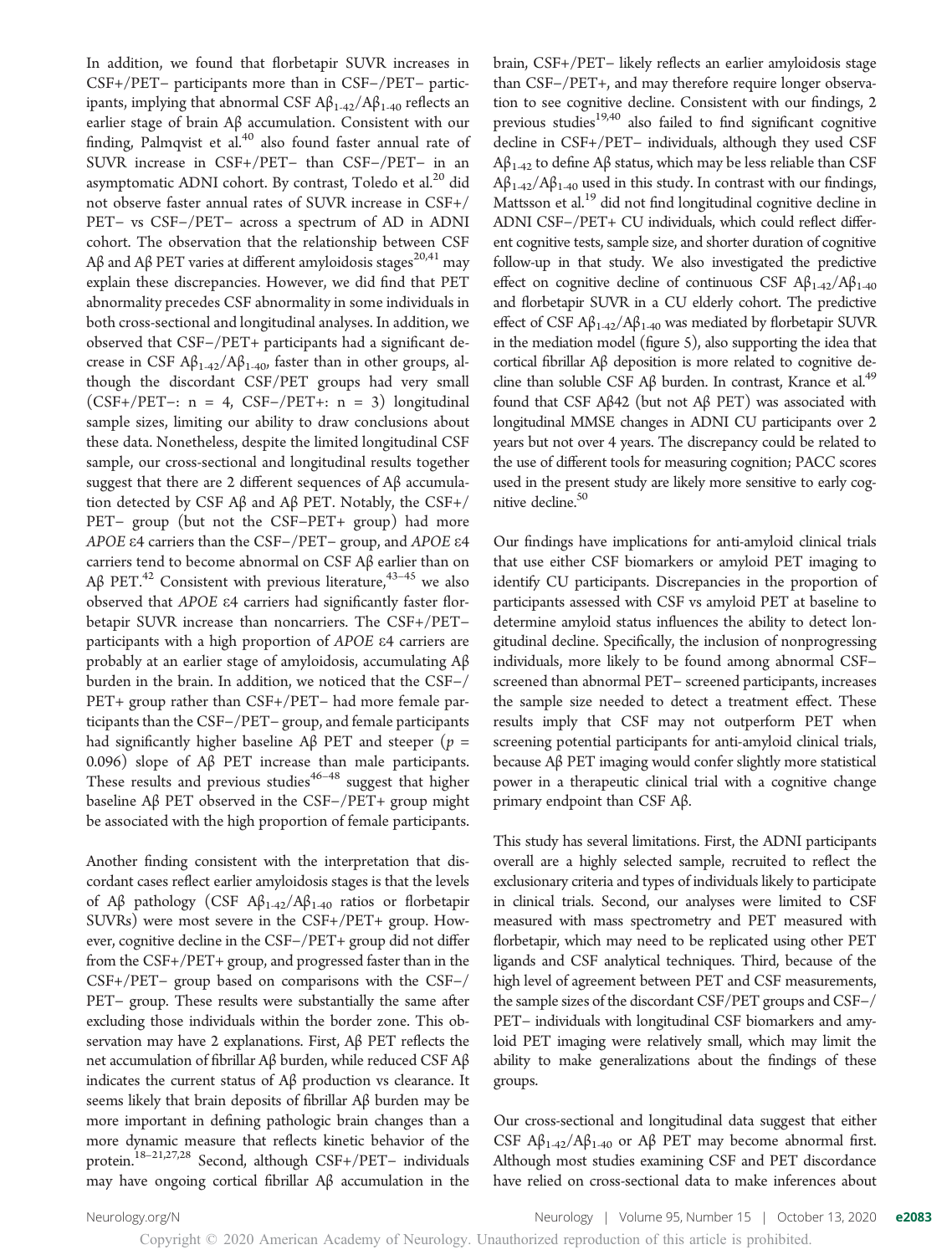In addition, we found that florbetapir SUVR increases in CSF−/PET− participants more than in CSF−/PET− participants, implying that abnormal CSF $A\beta_{1-42}/A\beta_{1-40}$ reflects an earlier stage of brain Aβ accumulation. Consistent with our finding, Palmqvist et al.[40] also found faster annual rate of SUVR increase in CSF+/PET− than CSF−/PET− in an asymptomatic ADNI cohort. By contrast, Toledo et al.[20] did not observe faster annual rates of SUVR increase in CSF+/PET− vs CSF−/PET− across a spectrum of AD in ADNI cohort. The observation that the relationship between CSF Aβ and Aβ PET varies at different amyloidosis stages[20,41] may explain these discrepancies. However, we did find that PET abnormality precedes CSF abnormality in some individuals in both cross-sectional and longitudinal analyses. In addition, we observed that CSF−/PET+ participants had a significant decrease in CSF $A\beta_{1-42}/A\beta_{1-40}$, faster than in other groups, although the discordant CSF/PET groups had very small (CSF+/PET−: n = 4, CSF−/PET+: n = 3) longitudinal sample sizes, limiting our ability to draw conclusions about these data. Nonetheless, despite the limited longitudinal CSF sample, our cross-sectional and longitudinal results together suggest that there are 2 different sequences of Aβ accumulation detected by CSF Aβ and Aβ PET. Notably, the CSF+/PET− group (but not the CSF−PET+ group) had more *APOE* ε4 carriers than the CSF−/PET− group, and *APOE* ε4 carriers tend to become abnormal on CSF Aβ earlier than on Aβ PET.[42] Consistent with previous literature,[43–45] we also observed that *APOE* ε4 carriers had significantly faster florbetapir SUVR increase than noncarriers. The CSF+/PET− participants with a high proportion of *APOE* ε4 carriers are probably at an earlier stage of amyloidosis, accumulating Aβ burden in the brain. In addition, we noticed that the CSF−/PET+ group rather than CSF+/PET− had more female participants than the CSF−/PET− group, and female participants had significantly higher baseline Aβ PET and steeper ($p$ = 0.096) slope of Aβ PET increase than male participants. These results and previous studies[46–48] suggest that higher baseline Aβ PET observed in the CSF−/PET+ group might be associated with the high proportion of female participants.

Another finding consistent with the interpretation that discordant cases reflect earlier amyloidosis stages is that the levels of Aβ pathology (CSF $A\beta_{1-42}/A\beta_{1-40}$ ratios or florbetapir SUVRs) were most severe in the CSF+/PET+ group. However, cognitive decline in the CSF−/PET+ group did not differ from the CSF+/PET+ group, and progressed faster than in the CSF+/PET− group based on comparisons with the CSF−/PET− group. These results were substantially the same after excluding those individuals within the border zone. This observation may have 2 explanations. First, Aβ PET reflects the net accumulation of fibrillar Aβ burden, while reduced CSF Aβ indicates the current status of Aβ production vs clearance. It seems likely that brain deposits of fibrillar Aβ burden may be more important in defining pathologic brain changes than a more dynamic measure that reflects kinetic behavior of the protein.[18–21,27,28] Second, although CSF+/PET− individuals may have ongoing cortical fibrillar Aβ accumulation in the brain, CSF+/PET− likely reflects an earlier amyloidosis stage than CSF−/PET+, and may therefore require longer observation to see cognitive decline. Consistent with our findings, 2 previous studies[19,40] also failed to find significant cognitive decline in CSF+/PET− individuals, although they used CSF $A\beta_{1-42}$ to define Aβ status, which may be less reliable than CSF $A\beta_{1-42}/A\beta_{1-40}$ used in this study. In contrast with our findings, Mattsson et al.[19] did not find longitudinal cognitive decline in ADNI CSF−/PET+ CU individuals, which could reflect different cognitive tests, sample size, and shorter duration of cognitive follow-up in that study. We also investigated the predictive effect on cognitive decline of continuous CSF $A\beta_{1-42}/A\beta_{1-40}$ and florbetapir SUVR in a CU elderly cohort. The predictive effect of CSF $A\beta_{1-42}/A\beta_{1-40}$ was mediated by florbetapir SUVR in the mediation model (figure 5), also supporting the idea that cortical fibrillar Aβ deposition is more related to cognitive decline than soluble CSF Aβ burden. In contrast, Krance et al.[49] found that CSF Aβ42 (but not Aβ PET) was associated with longitudinal MMSE changes in ADNI CU participants over 2 years but not over 4 years. The discrepancy could be related to the use of different tools for measuring cognition; PACC scores used in the present study are likely more sensitive to early cognitive decline.[50]

Our findings have implications for anti-amyloid clinical trials that use either CSF biomarkers or amyloid PET imaging to identify CU participants. Discrepancies in the proportion of participants assessed with CSF vs amyloid PET at baseline to determine amyloid status influences the ability to detect longitudinal decline. Specifically, the inclusion of nonprogressing individuals, more likely to be found among abnormal CSF–screened than abnormal PET– screened participants, increases the sample size needed to detect a treatment effect. These results imply that CSF may not outperform PET when screening potential participants for anti-amyloid clinical trials, because Aβ PET imaging would confer slightly more statistical power in a therapeutic clinical trial with a cognitive change primary endpoint than CSF Aβ.

This study has several limitations. First, the ADNI participants overall are a highly selected sample, recruited to reflect the exclusionary criteria and types of individuals likely to participate in clinical trials. Second, our analyses were limited to CSF measured with mass spectrometry and PET measured with florbetapir, which may need to be replicated using other PET ligands and CSF analytical techniques. Third, because of the high level of agreement between PET and CSF measurements, the sample sizes of the discordant CSF/PET groups and CSF−/PET− individuals with longitudinal CSF biomarkers and amyloid PET imaging were relatively small, which may limit the ability to make generalizations about the findings of these groups.

Our cross-sectional and longitudinal data suggest that either CSF $A\beta_{1-42}/A\beta_{1-40}$ or Aβ PET may become abnormal first. Although most studies examining CSF and PET discordance have relied on cross-sectional data to make inferences about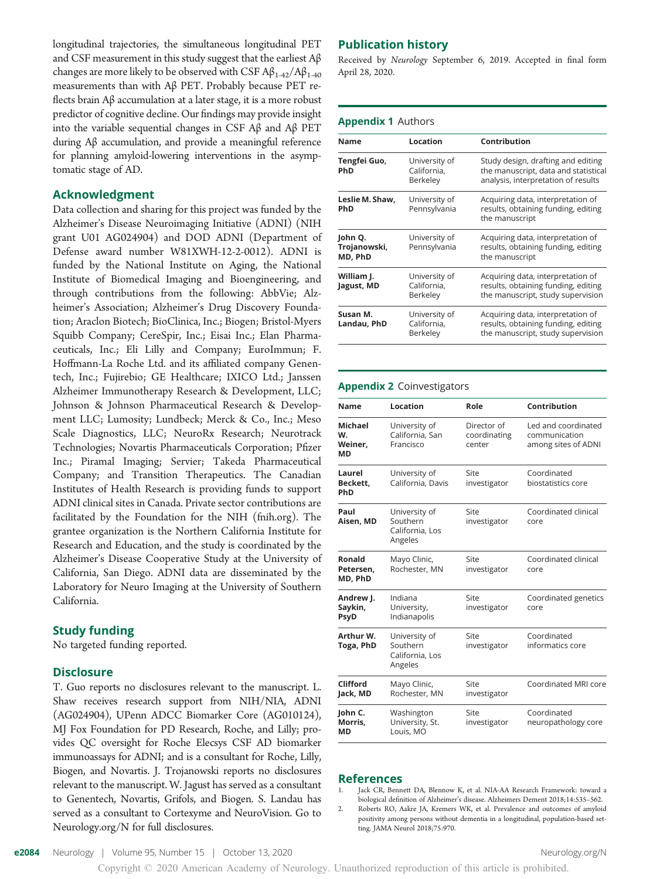longitudinal trajectories, the simultaneous longitudinal PET and CSF measurement in this study suggest that the earliest Aβ changes are more likely to be observed with CSF $A\beta_{1\text{-}42}/A\beta_{1\text{-}40}$ measurements than with Aβ PET. Probably because PET reflects brain Aβ accumulation at a later stage, it is a more robust predictor of cognitive decline. Our findings may provide insight into the variable sequential changes in CSF Aβ and Aβ PET during Aβ accumulation, and provide a meaningful reference for planning amyloid-lowering interventions in the asymptomatic stage of AD.

## Acknowledgment

Data collection and sharing for this project was funded by the Alzheimer's Disease Neuroimaging Initiative (ADNI) (NIH grant U01 AG024904) and DOD ADNI (Department of Defense award number W81XWH-12-2-0012). ADNI is funded by the National Institute on Aging, the National Institute of Biomedical Imaging and Bioengineering, and through contributions from the following: AbbVie; Alzheimer's Association; Alzheimer's Drug Discovery Foundation; Araclon Biotech; BioClinica, Inc.; Biogen; Bristol-Myers Squibb Company; CereSpir, Inc.; Eisai Inc.; Elan Pharmaceuticals, Inc.; Eli Lilly and Company; EuroImmun; F. Hoffmann-La Roche Ltd. and its affiliated company Genentech, Inc.; Fujirebio; GE Healthcare; IXICO Ltd.; Janssen Alzheimer Immunotherapy Research & Development, LLC; Johnson & Johnson Pharmaceutical Research & Development LLC; Lumosity; Lundbeck; Merck & Co., Inc.; Meso Scale Diagnostics, LLC; NeuroRx Research; Neurotrack Technologies; Novartis Pharmaceuticals Corporation; Pfizer Inc.; Piramal Imaging; Servier; Takeda Pharmaceutical Company; and Transition Therapeutics. The Canadian Institutes of Health Research is providing funds to support ADNI clinical sites in Canada. Private sector contributions are facilitated by the Foundation for the NIH (fnih.org). The grantee organization is the Northern California Institute for Research and Education, and the study is coordinated by the Alzheimer's Disease Cooperative Study at the University of California, San Diego. ADNI data are disseminated by the Laboratory for Neuro Imaging at the University of Southern California.

## Study funding

No targeted funding reported.

## Disclosure

T. Guo reports no disclosures relevant to the manuscript. L. Shaw receives research support from NIH/NIA, ADNI (AG024904), UPenn ADCC Biomarker Core (AG010124), MJ Fox Foundation for PD Research, Roche, and Lilly; provides QC oversight for Roche Elecsys CSF AD biomarker immunoassays for ADNI; and is a consultant for Roche, Lilly, Biogen, and Novartis. J. Trojanowski reports no disclosures relevant to the manuscript. W. Jagust has served as a consultant to Genentech, Novartis, Grifols, and Biogen. S. Landau has served as a consultant to Cortexyme and NeuroVision. Go to Neurology.org/N for full disclosures.

## Publication history

Received by *Neurology* September 6, 2019. Accepted in final form April 28, 2020.

**Appendix 1** Authors

| Name | Location | Contribution |
|---|---|---|
| **Tengfei Guo, PhD** | University of California, Berkeley | Study design, drafting and editing the manuscript, data and statistical analysis, interpretation of results |
| **Leslie M. Shaw, PhD** | University of Pennsylvania | Acquiring data, interpretation of results, obtaining funding, editing the manuscript |
| **John Q. Trojanowski, MD, PhD** | University of Pennsylvania | Acquiring data, interpretation of results, obtaining funding, editing the manuscript |
| **William J. Jagust, MD** | University of California, Berkeley | Acquiring data, interpretation of results, obtaining funding, editing the manuscript, study supervision |
| **Susan M. Landau, PhD** | University of California, Berkeley | Acquiring data, interpretation of results, obtaining funding, editing the manuscript, study supervision |

**Appendix 2** Coinvestigators

| Name | Location | Role | Contribution |
|---|---|---|---|
| **Michael W. Weiner, MD** | University of California, San Francisco | Director of coordinating center | Led and coordinated communication among sites of ADNI |
| **Laurel Beckett, PhD** | University of California, Davis | Site investigator | Coordinated biostatistics core |
| **Paul Aisen, MD** | University of Southern California, Los Angeles | Site investigator | Coordinated clinical core |
| **Ronald Petersen, MD, PhD** | Mayo Clinic, Rochester, MN | Site investigator | Coordinated clinical core |
| **Andrew J. Saykin, PsyD** | Indiana University, Indianapolis | Site investigator | Coordinated genetics core |
| **Arthur W. Toga, PhD** | University of Southern California, Los Angeles | Site investigator | Coordinated informatics core |
| **Clifford Jack, MD** | Mayo Clinic, Rochester, MN | Site investigator | Coordinated MRI core |
| **John C. Morris, MD** | Washington University, St. Louis, MO | Site investigator | Coordinated neuropathology core |

## References

1. Jack CR, Bennett DA, Blennow K, et al. NIA-AA Research Framework: toward a biological definition of Alzheimer's disease. Alzheimers Dement 2018;14:535–562.
2. Roberts RO, Aakre JA, Kremers WK, et al. Prevalence and outcomes of amyloid positivity among persons without dementia in a longitudinal, population-based setting. JAMA Neurol 2018;75:970.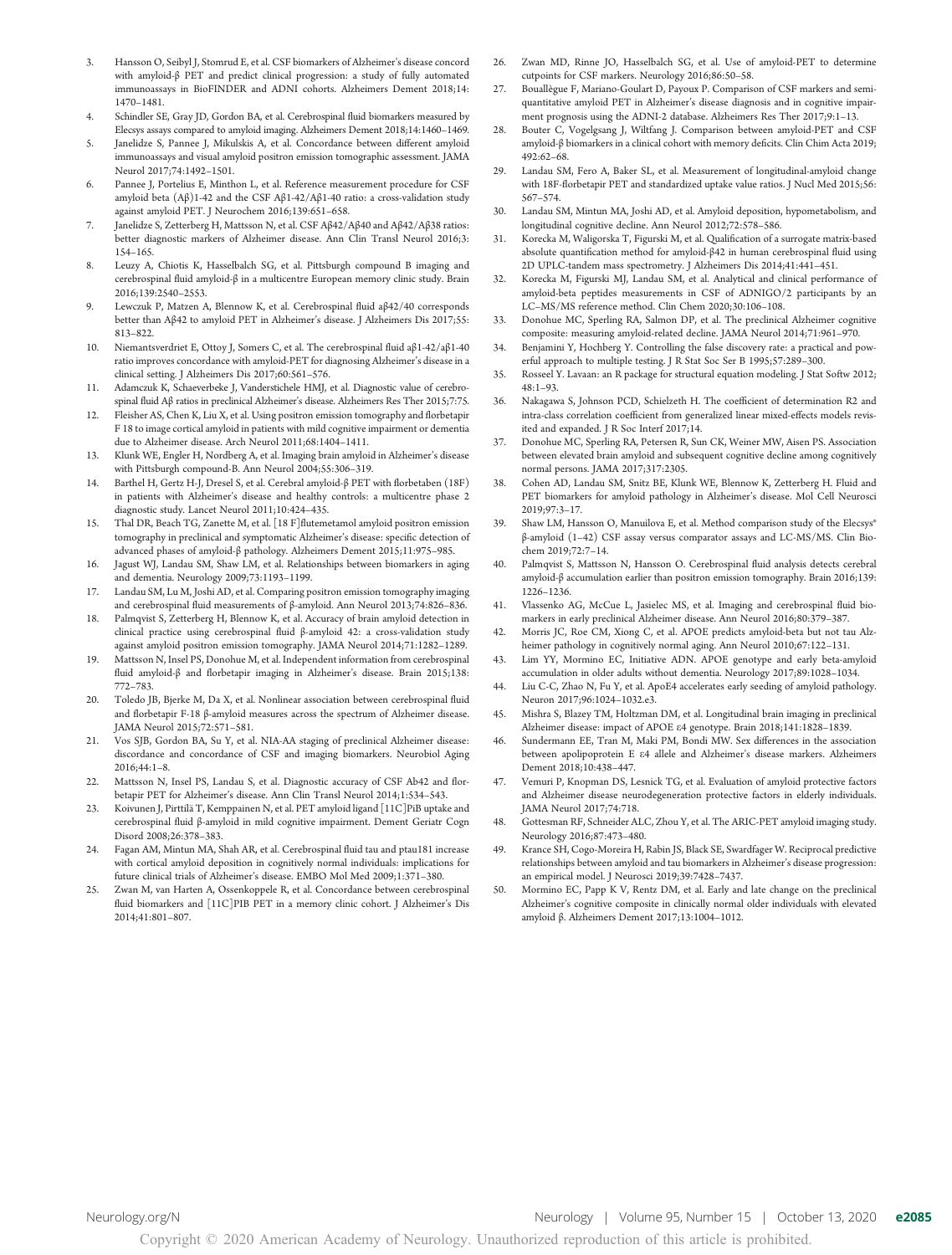3. Hansson O, Seibyl J, Stomrud E, et al. CSF biomarkers of Alzheimer's disease concord with amyloid-β PET and predict clinical progression: a study of fully automated immunoassays in BioFINDER and ADNI cohorts. Alzheimers Dement 2018;14: 1470–1481.
4. Schindler SE, Gray JD, Gordon BA, et al. Cerebrospinal fluid biomarkers measured by Elecsys assays compared to amyloid imaging. Alzheimers Dement 2018;14:1460–1469.
5. Janelidze S, Pannee J, Mikulskis A, et al. Concordance between different amyloid immunoassays and visual amyloid positron emission tomographic assessment. JAMA Neurol 2017;74:1492–1501.
6. Pannee J, Portelius E, Minthon L, et al. Reference measurement procedure for CSF amyloid beta (Aβ)1-42 and the CSF Aβ1-42/Aβ1-40 ratio: a cross-validation study against amyloid PET. J Neurochem 2016;139:651–658.
7. Janelidze S, Zetterberg H, Mattsson N, et al. CSF Aβ42/Aβ40 and Aβ42/Aβ38 ratios: better diagnostic markers of Alzheimer disease. Ann Clin Transl Neurol 2016;3: 154–165.
8. Leuzy A, Chiotis K, Hasselbalch SG, et al. Pittsburgh compound B imaging and cerebrospinal fluid amyloid-β in a multicentre European memory clinic study. Brain 2016;139:2540–2553.
9. Lewczuk P, Matzen A, Blennow K, et al. Cerebrospinal fluid aβ42/40 corresponds better than Aβ42 to amyloid PET in Alzheimer's disease. J Alzheimers Dis 2017;55: 813–822.
10. Niemantsverdriet E, Ottoy J, Somers C, et al. The cerebrospinal fluid aβ1-42/aβ1-40 ratio improves concordance with amyloid-PET for diagnosing Alzheimer's disease in a clinical setting. J Alzheimers Dis 2017;60:561–576.
11. Adamczuk K, Schaeverbeke J, Vanderstichele HMJ, et al. Diagnostic value of cerebrospinal fluid Aβ ratios in preclinical Alzheimer's disease. Alzheimers Res Ther 2015;7:75.
12. Fleisher AS, Chen K, Liu X, et al. Using positron emission tomography and florbetapir F 18 to image cortical amyloid in patients with mild cognitive impairment or dementia due to Alzheimer disease. Arch Neurol 2011;68:1404–1411.
13. Klunk WE, Engler H, Nordberg A, et al. Imaging brain amyloid in Alzheimer's disease with Pittsburgh compound-B. Ann Neurol 2004;55:306–319.
14. Barthel H, Gertz H-J, Dresel S, et al. Cerebral amyloid-β PET with florbetaben (18F) in patients with Alzheimer's disease and healthy controls: a multicentre phase 2 diagnostic study. Lancet Neurol 2011;10:424–435.
15. Thal DR, Beach TG, Zanette M, et al. [18 F]flutemetamol amyloid positron emission tomography in preclinical and symptomatic Alzheimer's disease: specific detection of advanced phases of amyloid-β pathology. Alzheimers Dement 2015;11:975–985.
16. Jagust WJ, Landau SM, Shaw LM, et al. Relationships between biomarkers in aging and dementia. Neurology 2009;73:1193–1199.
17. Landau SM, Lu M, Joshi AD, et al. Comparing positron emission tomography imaging and cerebrospinal fluid measurements of β-amyloid. Ann Neurol 2013;74:826–836.
18. Palmqvist S, Zetterberg H, Blennow K, et al. Accuracy of brain amyloid detection in clinical practice using cerebrospinal fluid β-amyloid 42: a cross-validation study against amyloid positron emission tomography. JAMA Neurol 2014;71:1282–1289.
19. Mattsson N, Insel PS, Donohue M, et al. Independent information from cerebrospinal fluid amyloid-β and florbetapir imaging in Alzheimer's disease. Brain 2015;138: 772–783.
20. Toledo JB, Bjerke M, Da X, et al. Nonlinear association between cerebrospinal fluid and florbetapir F-18 β-amyloid measures across the spectrum of Alzheimer disease. JAMA Neurol 2015;72:571–581.
21. Vos SJB, Gordon BA, Su Y, et al. NIA-AA staging of preclinical Alzheimer disease: discordance and concordance of CSF and imaging biomarkers. Neurobiol Aging 2016;44:1–8.
22. Mattsson N, Insel PS, Landau S, et al. Diagnostic accuracy of CSF Ab42 and florbetapir PET for Alzheimer's disease. Ann Clin Transl Neurol 2014;1:534–543.
23. Koivunen J, Pirttilä T, Kemppainen N, et al. PET amyloid ligand [11C]PiB uptake and cerebrospinal fluid β-amyloid in mild cognitive impairment. Dement Geriatr Cogn Disord 2008;26:378–383.
24. Fagan AM, Mintun MA, Shah AR, et al. Cerebrospinal fluid tau and ptau181 increase with cortical amyloid deposition in cognitively normal individuals: implications for future clinical trials of Alzheimer's disease. EMBO Mol Med 2009;1:371–380.
25. Zwan M, van Harten A, Ossenkoppele R, et al. Concordance between cerebrospinal fluid biomarkers and [11C]PIB PET in a memory clinic cohort. J Alzheimer's Dis 2014;41:801–807.
26. Zwan MD, Rinne JO, Hasselbalch SG, et al. Use of amyloid-PET to determine cutpoints for CSF markers. Neurology 2016;86:50–58.
27. Bouallègue F, Mariano-Goulart D, Payoux P. Comparison of CSF markers and semi-quantitative amyloid PET in Alzheimer's disease diagnosis and in cognitive impairment prognosis using the ADNI-2 database. Alzheimers Res Ther 2017;9:1–13.
28. Bouter C, Vogelsgang J, Wiltfang J. Comparison between amyloid-PET and CSF amyloid-β biomarkers in a clinical cohort with memory deficits. Clin Chim Acta 2019; 492:62–68.
29. Landau SM, Fero A, Baker SL, et al. Measurement of longitudinal-amyloid change with 18F-florbetapir PET and standardized uptake value ratios. J Nucl Med 2015;56: 567–574.
30. Landau SM, Mintun MA, Joshi AD, et al. Amyloid deposition, hypometabolism, and longitudinal cognitive decline. Ann Neurol 2012;72:578–586.
31. Korecka M, Waligorska T, Figurski M, et al. Qualification of a surrogate matrix-based absolute quantification method for amyloid-β42 in human cerebrospinal fluid using 2D UPLC-tandem mass spectrometry. J Alzheimers Dis 2014;41:441–451.
32. Korecka M, Figurski MJ, Landau SM, et al. Analytical and clinical performance of amyloid-beta peptides measurements in CSF of ADNIGO/2 participants by an LC–MS/MS reference method. Clin Chem 2020;30:106–108.
33. Donohue MC, Sperling RA, Salmon DP, et al. The preclinical Alzheimer cognitive composite: measuring amyloid-related decline. JAMA Neurol 2014;71:961–970.
34. Benjamini Y, Hochberg Y. Controlling the false discovery rate: a practical and powerful approach to multiple testing. J R Stat Soc Ser B 1995;57:289–300.
35. Rosseel Y. Lavaan: an R package for structural equation modeling. J Stat Softw 2012; 48:1–93.
36. Nakagawa S, Johnson PCD, Schielzeth H. The coefficient of determination R2 and intra-class correlation coefficient from generalized linear mixed-effects models revisited and expanded. J R Soc Interf 2017;14.
37. Donohue MC, Sperling RA, Petersen R, Sun CK, Weiner MW, Aisen PS. Association between elevated brain amyloid and subsequent cognitive decline among cognitively normal persons. JAMA 2017;317:2305.
38. Cohen AD, Landau SM, Snitz BE, Klunk WE, Blennow K, Zetterberg H. Fluid and PET biomarkers for amyloid pathology in Alzheimer's disease. Mol Cell Neurosci 2019;97:3–17.
39. Shaw LM, Hansson O, Manuilova E, et al. Method comparison study of the Elecsys® β-amyloid (1–42) CSF assay versus comparator assays and LC-MS/MS. Clin Biochem 2019;72:7–14.
40. Palmqvist S, Mattsson N, Hansson O. Cerebrospinal fluid analysis detects cerebral amyloid-β accumulation earlier than positron emission tomography. Brain 2016;139: 1226–1236.
41. Vlassenko AG, McCue L, Jasielec MS, et al. Imaging and cerebrospinal fluid biomarkers in early preclinical Alzheimer disease. Ann Neurol 2016;80:379–387.
42. Morris JC, Roe CM, Xiong C, et al. APOE predicts amyloid-beta but not tau Alzheimer pathology in cognitively normal aging. Ann Neurol 2010;67:122–131.
43. Lim YY, Mormino EC, Initiative ADN. APOE genotype and early beta-amyloid accumulation in older adults without dementia. Neurology 2017;89:1028–1034.
44. Liu C-C, Zhao N, Fu Y, et al. ApoE4 accelerates early seeding of amyloid pathology. Neuron 2017;96:1024–1032.e3.
45. Mishra S, Blazey TM, Holtzman DM, et al. Longitudinal brain imaging in preclinical Alzheimer disease: impact of APOE ε4 genotype. Brain 2018;141:1828–1839.
46. Sundermann EE, Tran M, Maki PM, Bondi MW. Sex differences in the association between apolipoprotein E ε4 allele and Alzheimer's disease markers. Alzheimers Dement 2018;10:438–447.
47. Vemuri P, Knopman DS, Lesnick TG, et al. Evaluation of amyloid protective factors and Alzheimer disease neurodegeneration protective factors in elderly individuals. JAMA Neurol 2017;74:718.
48. Gottesman RF, Schneider ALC, Zhou Y, et al. The ARIC-PET amyloid imaging study. Neurology 2016;87:473–480.
49. Krance SH, Cogo-Moreira H, Rabin JS, Black SE, Swardfager W. Reciprocal predictive relationships between amyloid and tau biomarkers in Alzheimer's disease progression: an empirical model. J Neurosci 2019;39:7428–7437.
50. Mormino EC, Papp K V, Rentz DM, et al. Early and late change on the preclinical Alzheimer's cognitive composite in clinically normal older individuals with elevated amyloid β. Alzheimers Dement 2017;13:1004–1012.